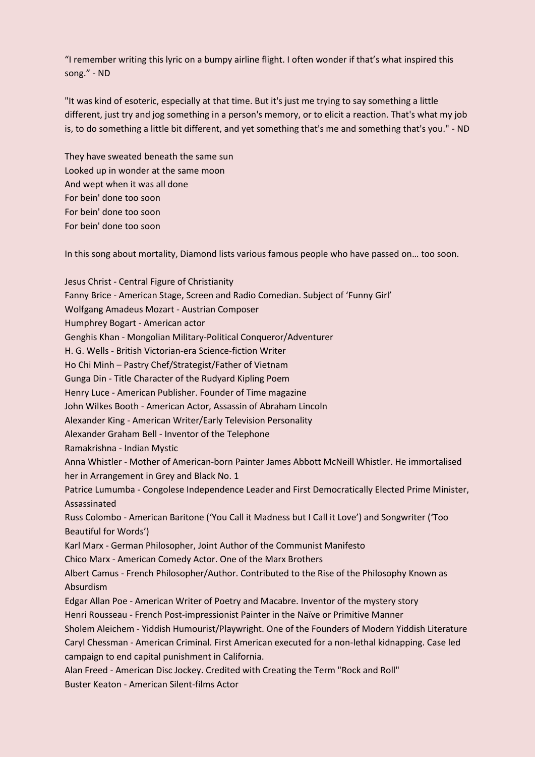"I remember writing this lyric on a bumpy airline flight. I often wonder if that's what inspired this song." - ND

"It was kind of esoteric, especially at that time. But it's just me trying to say something a little different, just try and jog something in a person's memory, or to elicit a reaction. That's what my job is, to do something a little bit different, and yet something that's me and something that's you." - ND

They have sweated beneath the same sun
Looked up in wonder at the same moon
And wept when it was all done
For bein' done too soon
For bein' done too soon
For bein' done too soon

In this song about mortality, Diamond lists various famous people who have passed on… too soon.

Jesus Christ - Central Figure of Christianity
Fanny Brice - American Stage, Screen and Radio Comedian. Subject of 'Funny Girl'
Wolfgang Amadeus Mozart - Austrian Composer
Humphrey Bogart - American actor
Genghis Khan - Mongolian Military-Political Conqueror/Adventurer
H. G. Wells - British Victorian-era Science-fiction Writer
Ho Chi Minh – Pastry Chef/Strategist/Father of Vietnam
Gunga Din - Title Character of the Rudyard Kipling Poem
Henry Luce - American Publisher. Founder of Time magazine
John Wilkes Booth - American Actor, Assassin of Abraham Lincoln
Alexander King - American Writer/Early Television Personality
Alexander Graham Bell - Inventor of the Telephone
Ramakrishna - Indian Mystic
Anna Whistler - Mother of American-born Painter James Abbott McNeill Whistler. He immortalised her in Arrangement in Grey and Black No. 1
Patrice Lumumba - Congolese Independence Leader and First Democratically Elected Prime Minister, Assassinated
Russ Colombo - American Baritone ('You Call it Madness but I Call it Love') and Songwriter ('Too Beautiful for Words')
Karl Marx - German Philosopher, Joint Author of the Communist Manifesto
Chico Marx - American Comedy Actor. One of the Marx Brothers
Albert Camus - French Philosopher/Author. Contributed to the Rise of the Philosophy Known as Absurdism
Edgar Allan Poe - American Writer of Poetry and Macabre. Inventor of the mystery story
Henri Rousseau - French Post-impressionist Painter in the Naïve or Primitive Manner
Sholem Aleichem - Yiddish Humourist/Playwright. One of the Founders of Modern Yiddish Literature
Caryl Chessman - American Criminal. First American executed for a non-lethal kidnapping. Case led campaign to end capital punishment in California.
Alan Freed - American Disc Jockey. Credited with Creating the Term "Rock and Roll"
Buster Keaton - American Silent-films Actor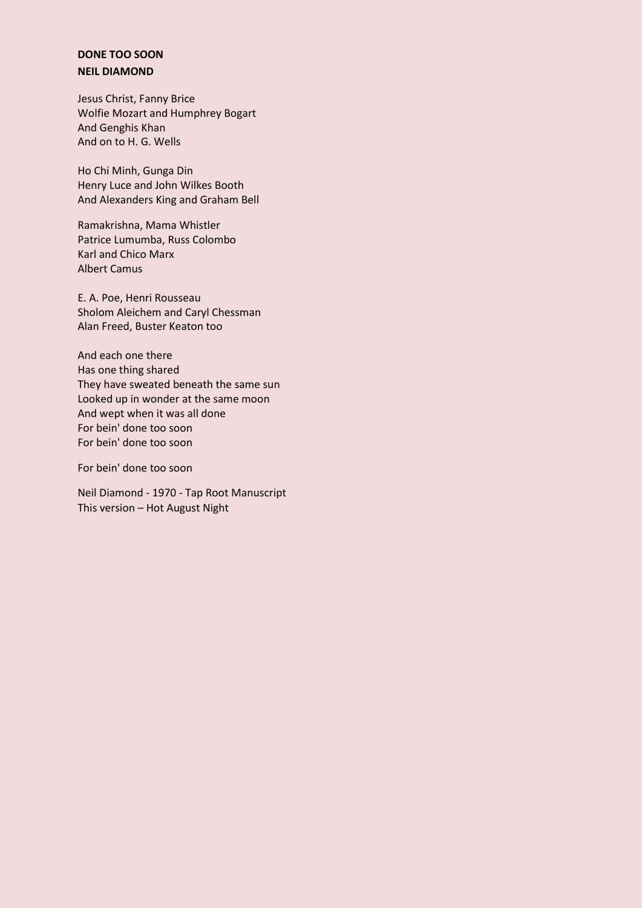**DONE TOO SOON**
**NEIL DIAMOND**

Jesus Christ, Fanny Brice
Wolfie Mozart and Humphrey Bogart
And Genghis Khan
And on to H. G. Wells

Ho Chi Minh, Gunga Din
Henry Luce and John Wilkes Booth
And Alexanders King and Graham Bell

Ramakrishna, Mama Whistler
Patrice Lumumba, Russ Colombo
Karl and Chico Marx
Albert Camus

E. A. Poe, Henri Rousseau
Sholom Aleichem and Caryl Chessman
Alan Freed, Buster Keaton too

And each one there
Has one thing shared
They have sweated beneath the same sun
Looked up in wonder at the same moon
And wept when it was all done
For bein' done too soon
For bein' done too soon

For bein' done too soon

Neil Diamond - 1970 - Tap Root Manuscript
This version – Hot August Night